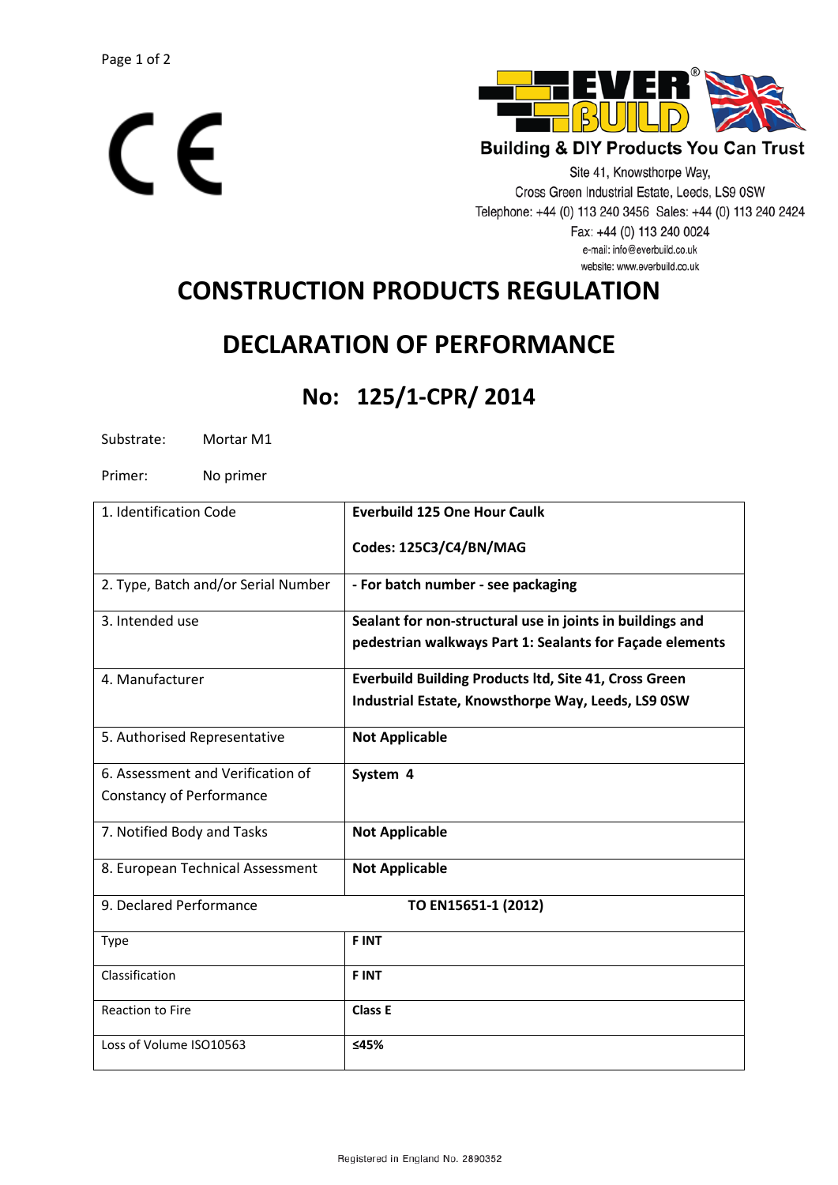CE

EVER BUILD®

Building & DIY Products You Can Trust

Site 41, Knowsthorpe Way,
Cross Green Industrial Estate, Leeds, LS9 0SW
Telephone: +44 (0) 113 240 3456 Sales: +44 (0) 113 240 2424
Fax: +44 (0) 113 240 0024
e-mail: info@everbuild.co.uk
website: www.everbuild.co.uk

# CONSTRUCTION PRODUCTS REGULATION

# DECLARATION OF PERFORMANCE

## No: 125/1-CPR/ 2014

Substrate: Mortar M1

Primer: No primer

| | |
|---|---|
| 1. Identification Code | **Everbuild 125 One Hour Caulk**<br><br>**Codes: 125C3/C4/BN/MAG** |
| 2. Type, Batch and/or Serial Number | **- For batch number - see packaging** |
| 3. Intended use | **Sealant for non-structural use in joints in buildings and pedestrian walkways Part 1: Sealants for Façade elements** |
| 4. Manufacturer | **Everbuild Building Products ltd, Site 41, Cross Green Industrial Estate, Knowsthorpe Way, Leeds, LS9 0SW** |
| 5. Authorised Representative | **Not Applicable** |
| 6. Assessment and Verification of Constancy of Performance | **System 4** |
| 7. Notified Body and Tasks | **Not Applicable** |
| 8. European Technical Assessment | **Not Applicable** |
| 9. Declared Performance | **TO EN15651-1 (2012)** |
| Type | **F INT** |
| Classification | **F INT** |
| Reaction to Fire | **Class E** |
| Loss of Volume ISO10563 | **≤45%** |

Registered in England No. 2890352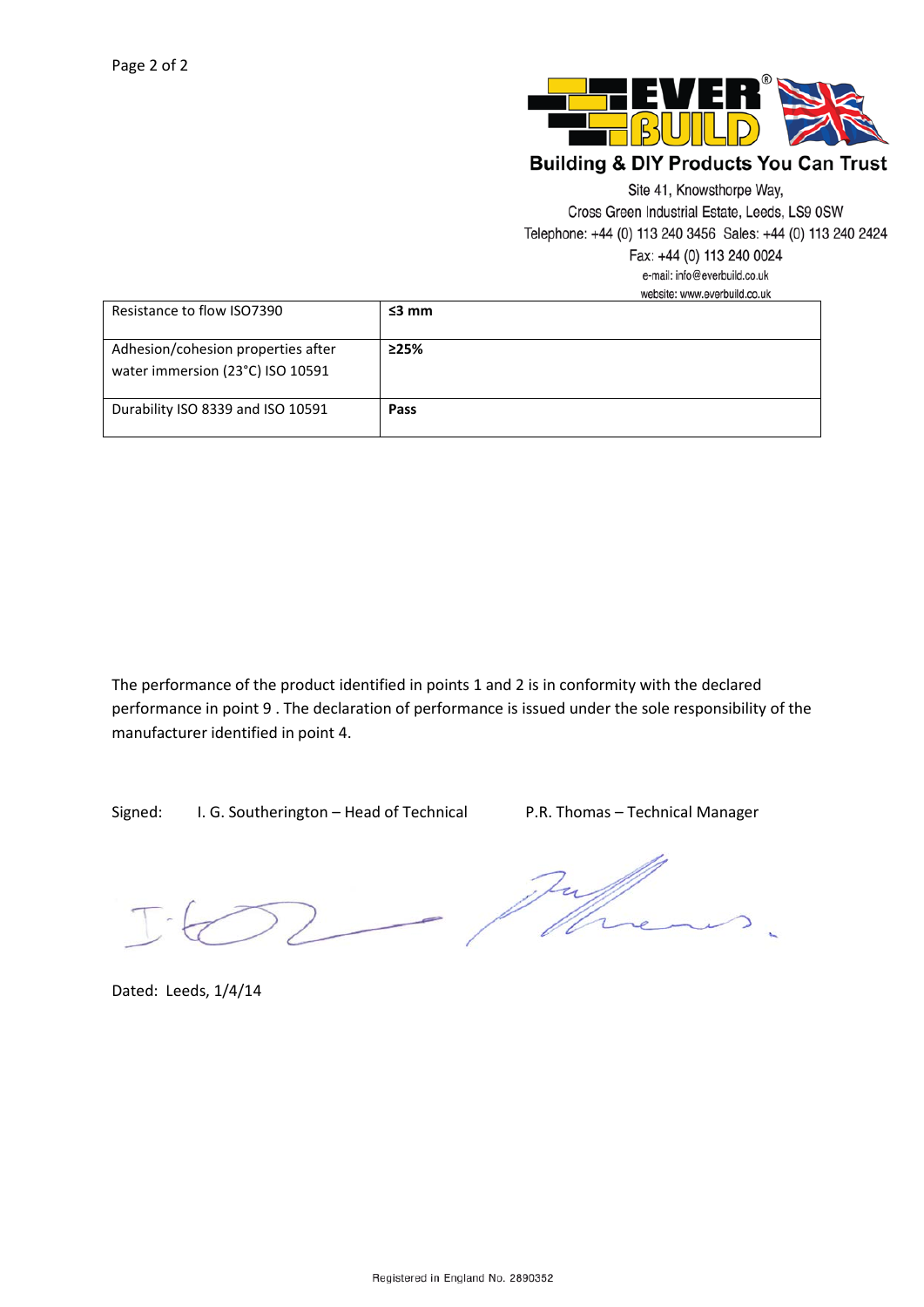Building & DIY Products You Can Trust

Site 41, Knowsthorpe Way,
Cross Green Industrial Estate, Leeds, LS9 0SW
Telephone: +44 (0) 113 240 3456 Sales: +44 (0) 113 240 2424
Fax: +44 (0) 113 240 0024
e-mail: info@everbuild.co.uk
website: www.everbuild.co.uk

| | |
|---|---|
| Resistance to flow ISO7390 | **≤3 mm** |
| Adhesion/cohesion properties after water immersion (23°C) ISO 10591 | **≥25%** |
| Durability ISO 8339 and ISO 10591 | **Pass** |

The performance of the product identified in points 1 and 2 is in conformity with the declared performance in point 9 . The declaration of performance is issued under the sole responsibility of the manufacturer identified in point 4.

Signed: I. G. Southerington – Head of Technical P.R. Thomas – Technical Manager

Dated: Leeds, 1/4/14

Registered in England No. 2890352